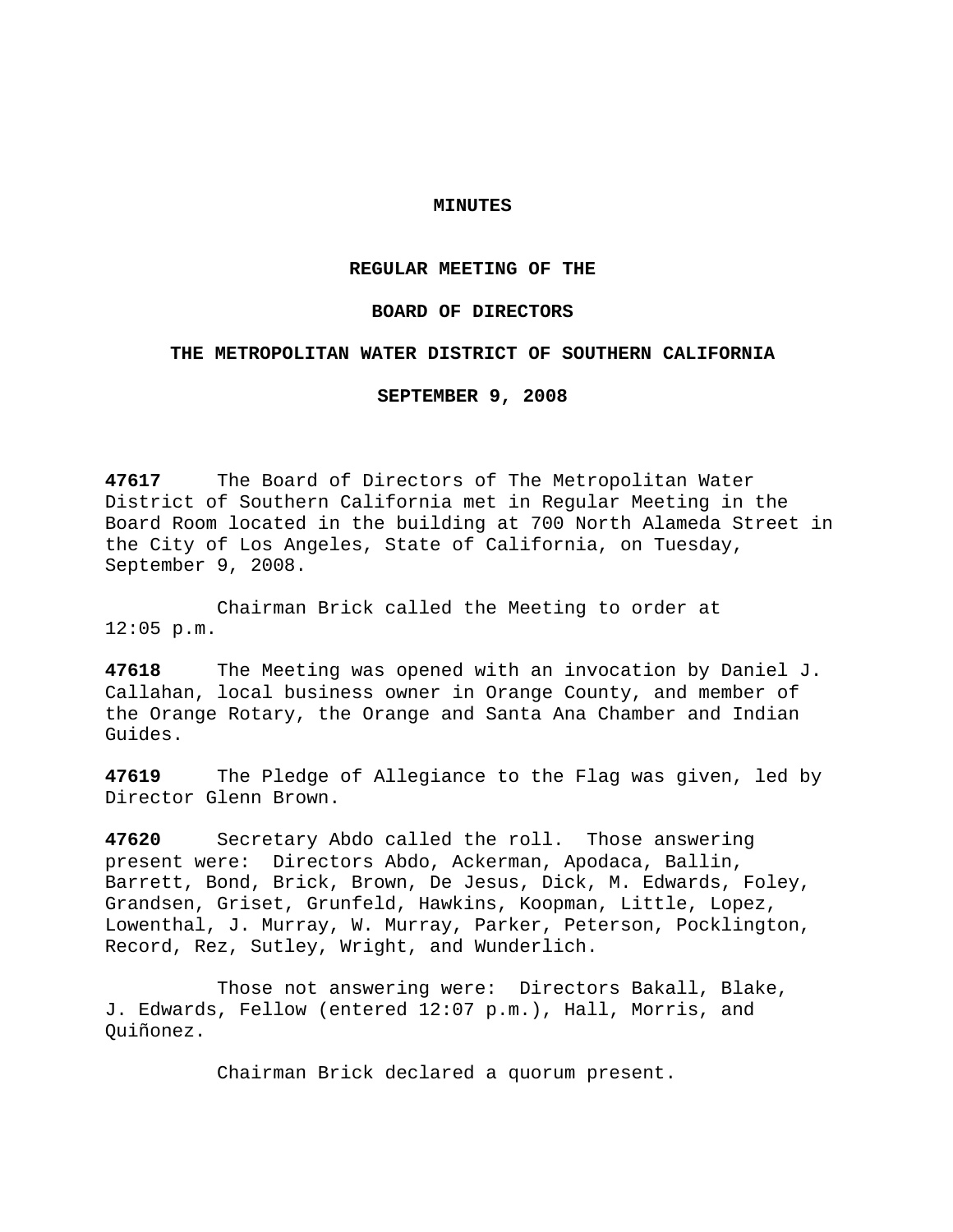# MINUTES

## REGULAR MEETING OF THE

## BOARD OF DIRECTORS

## THE METROPOLITAN WATER DISTRICT OF SOUTHERN CALIFORNIA

## SEPTEMBER 9, 2008

**47617** The Board of Directors of The Metropolitan Water District of Southern California met in Regular Meeting in the Board Room located in the building at 700 North Alameda Street in the City of Los Angeles, State of California, on Tuesday, September 9, 2008.

Chairman Brick called the Meeting to order at 12:05 p.m.

**47618** The Meeting was opened with an invocation by Daniel J. Callahan, local business owner in Orange County, and member of the Orange Rotary, the Orange and Santa Ana Chamber and Indian Guides.

**47619** The Pledge of Allegiance to the Flag was given, led by Director Glenn Brown.

**47620** Secretary Abdo called the roll. Those answering present were: Directors Abdo, Ackerman, Apodaca, Ballin, Barrett, Bond, Brick, Brown, De Jesus, Dick, M. Edwards, Foley, Grandsen, Griset, Grunfeld, Hawkins, Koopman, Little, Lopez, Lowenthal, J. Murray, W. Murray, Parker, Peterson, Pocklington, Record, Rez, Sutley, Wright, and Wunderlich.

Those not answering were: Directors Bakall, Blake, J. Edwards, Fellow (entered 12:07 p.m.), Hall, Morris, and Quiñonez.

Chairman Brick declared a quorum present.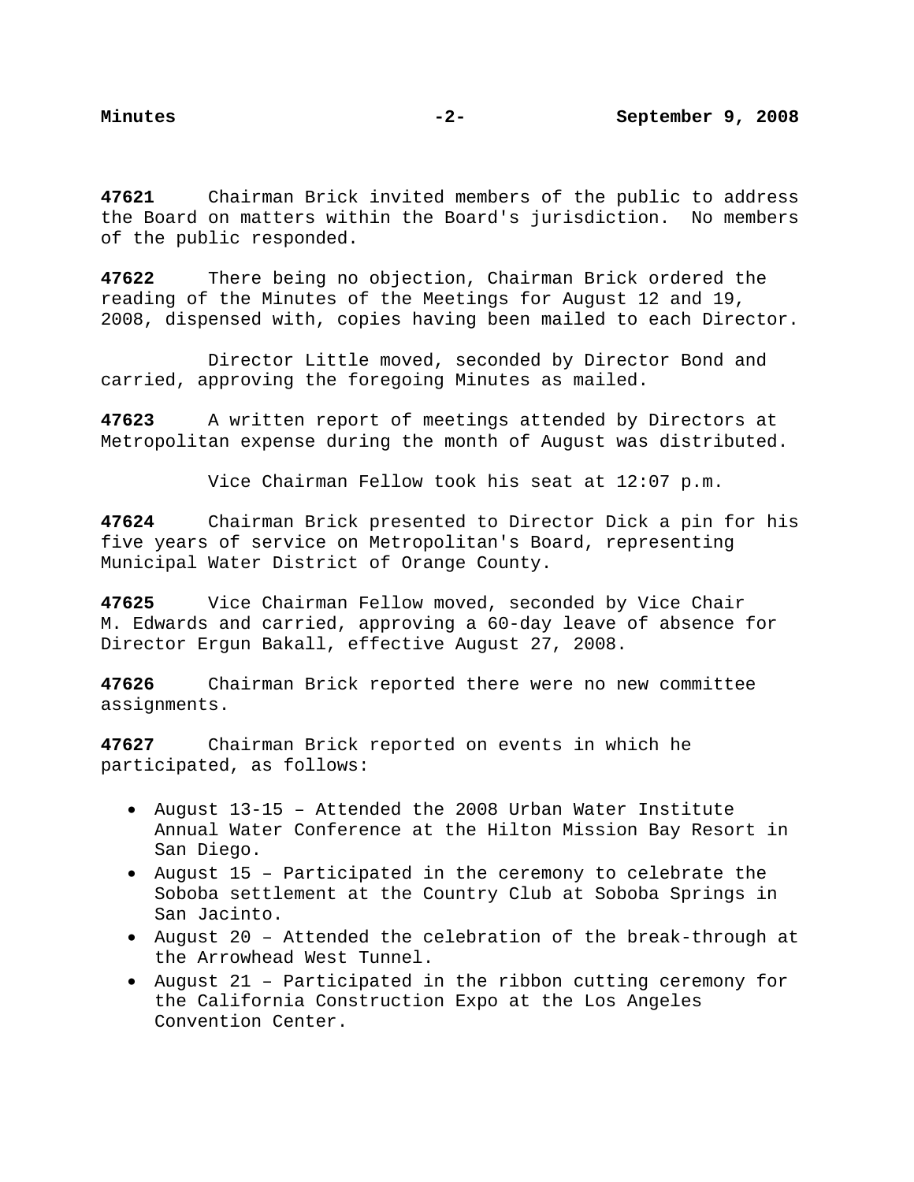**47621** Chairman Brick invited members of the public to address the Board on matters within the Board's jurisdiction. No members of the public responded.

**47622** There being no objection, Chairman Brick ordered the reading of the Minutes of the Meetings for August 12 and 19, 2008, dispensed with, copies having been mailed to each Director.

Director Little moved, seconded by Director Bond and carried, approving the foregoing Minutes as mailed.

**47623** A written report of meetings attended by Directors at Metropolitan expense during the month of August was distributed.

Vice Chairman Fellow took his seat at 12:07 p.m.

**47624** Chairman Brick presented to Director Dick a pin for his five years of service on Metropolitan's Board, representing Municipal Water District of Orange County.

**47625** Vice Chairman Fellow moved, seconded by Vice Chair M. Edwards and carried, approving a 60-day leave of absence for Director Ergun Bakall, effective August 27, 2008.

**47626** Chairman Brick reported there were no new committee assignments.

**47627** Chairman Brick reported on events in which he participated, as follows:

- August 13-15 – Attended the 2008 Urban Water Institute Annual Water Conference at the Hilton Mission Bay Resort in San Diego.
- August 15 – Participated in the ceremony to celebrate the Soboba settlement at the Country Club at Soboba Springs in San Jacinto.
- August 20 – Attended the celebration of the break-through at the Arrowhead West Tunnel.
- August 21 – Participated in the ribbon cutting ceremony for the California Construction Expo at the Los Angeles Convention Center.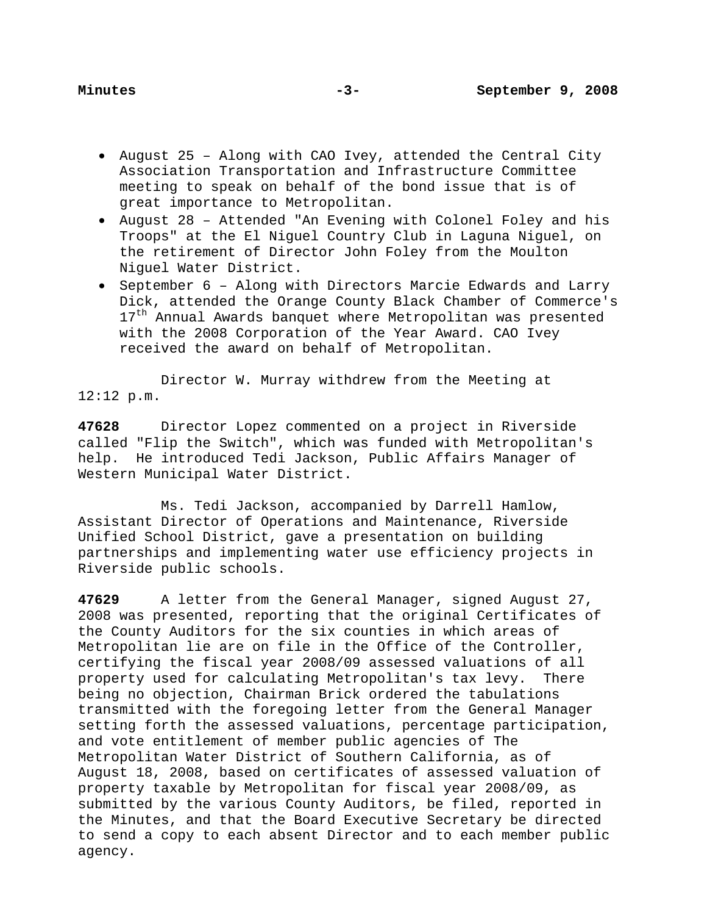- August 25 – Along with CAO Ivey, attended the Central City Association Transportation and Infrastructure Committee meeting to speak on behalf of the bond issue that is of great importance to Metropolitan.
- August 28 – Attended "An Evening with Colonel Foley and his Troops" at the El Niguel Country Club in Laguna Niguel, on the retirement of Director John Foley from the Moulton Niguel Water District.
- September 6 – Along with Directors Marcie Edwards and Larry Dick, attended the Orange County Black Chamber of Commerce's 17th Annual Awards banquet where Metropolitan was presented with the 2008 Corporation of the Year Award. CAO Ivey received the award on behalf of Metropolitan.

Director W. Murray withdrew from the Meeting at 12:12 p.m.

**47628** Director Lopez commented on a project in Riverside called "Flip the Switch", which was funded with Metropolitan's help. He introduced Tedi Jackson, Public Affairs Manager of Western Municipal Water District.

Ms. Tedi Jackson, accompanied by Darrell Hamlow, Assistant Director of Operations and Maintenance, Riverside Unified School District, gave a presentation on building partnerships and implementing water use efficiency projects in Riverside public schools.

**47629** A letter from the General Manager, signed August 27, 2008 was presented, reporting that the original Certificates of the County Auditors for the six counties in which areas of Metropolitan lie are on file in the Office of the Controller, certifying the fiscal year 2008/09 assessed valuations of all property used for calculating Metropolitan's tax levy. There being no objection, Chairman Brick ordered the tabulations transmitted with the foregoing letter from the General Manager setting forth the assessed valuations, percentage participation, and vote entitlement of member public agencies of The Metropolitan Water District of Southern California, as of August 18, 2008, based on certificates of assessed valuation of property taxable by Metropolitan for fiscal year 2008/09, as submitted by the various County Auditors, be filed, reported in the Minutes, and that the Board Executive Secretary be directed to send a copy to each absent Director and to each member public agency.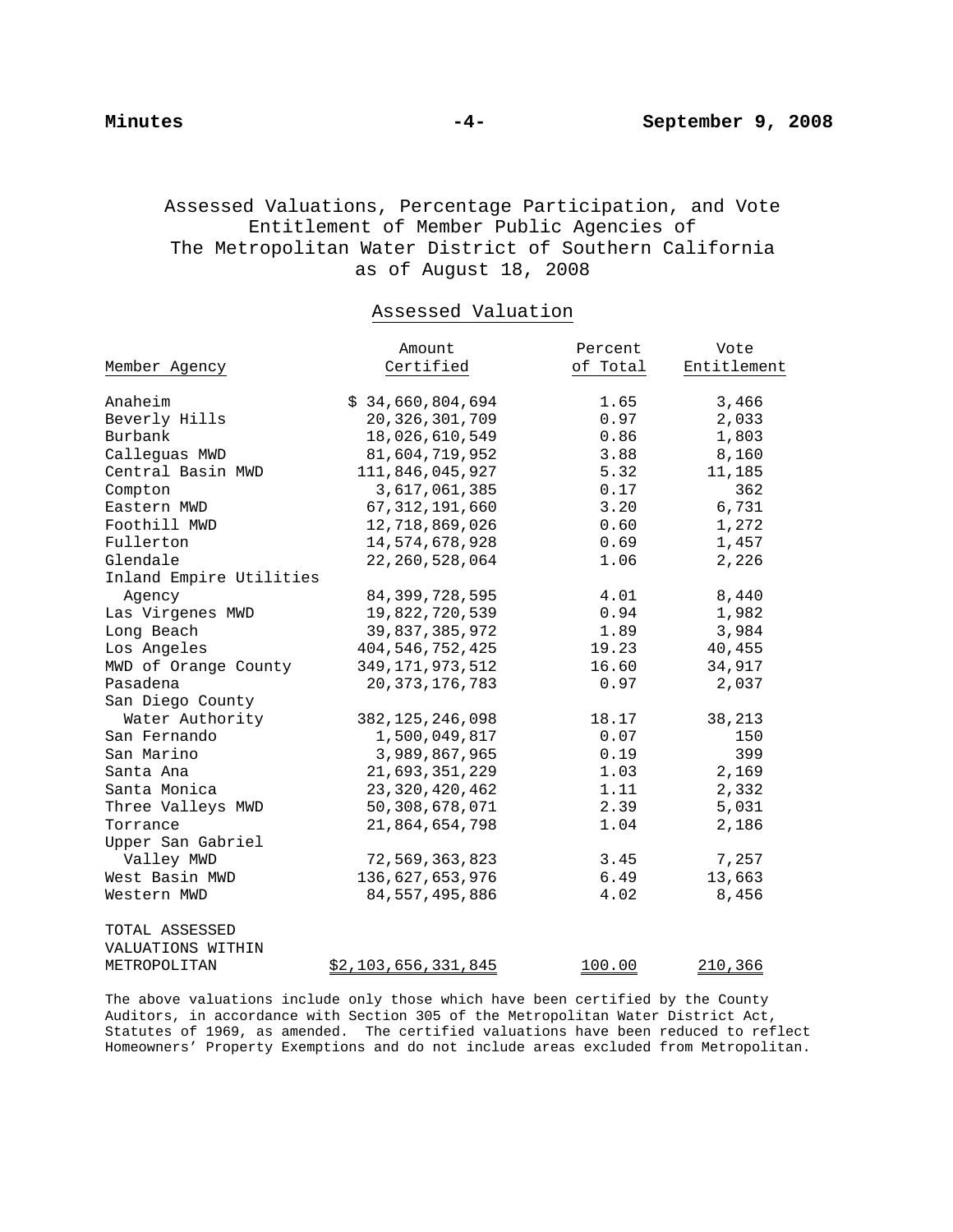Assessed Valuations, Percentage Participation, and Vote Entitlement of Member Public Agencies of The Metropolitan Water District of Southern California as of August 18, 2008

Assessed Valuation

| Member Agency | Amount Certified | Percent of Total | Vote Entitlement |
|---|---|---|---|
| Anaheim | $ 34,660,804,694 | 1.65 | 3,466 |
| Beverly Hills | 20,326,301,709 | 0.97 | 2,033 |
| Burbank | 18,026,610,549 | 0.86 | 1,803 |
| Calleguas MWD | 81,604,719,952 | 3.88 | 8,160 |
| Central Basin MWD | 111,846,045,927 | 5.32 | 11,185 |
| Compton | 3,617,061,385 | 0.17 | 362 |
| Eastern MWD | 67,312,191,660 | 3.20 | 6,731 |
| Foothill MWD | 12,718,869,026 | 0.60 | 1,272 |
| Fullerton | 14,574,678,928 | 0.69 | 1,457 |
| Glendale | 22,260,528,064 | 1.06 | 2,226 |
| Inland Empire Utilities Agency | 84,399,728,595 | 4.01 | 8,440 |
| Las Virgenes MWD | 19,822,720,539 | 0.94 | 1,982 |
| Long Beach | 39,837,385,972 | 1.89 | 3,984 |
| Los Angeles | 404,546,752,425 | 19.23 | 40,455 |
| MWD of Orange County | 349,171,973,512 | 16.60 | 34,917 |
| Pasadena | 20,373,176,783 | 0.97 | 2,037 |
| San Diego County Water Authority | 382,125,246,098 | 18.17 | 38,213 |
| San Fernando | 1,500,049,817 | 0.07 | 150 |
| San Marino | 3,989,867,965 | 0.19 | 399 |
| Santa Ana | 21,693,351,229 | 1.03 | 2,169 |
| Santa Monica | 23,320,420,462 | 1.11 | 2,332 |
| Three Valleys MWD | 50,308,678,071 | 2.39 | 5,031 |
| Torrance | 21,864,654,798 | 1.04 | 2,186 |
| Upper San Gabriel Valley MWD | 72,569,363,823 | 3.45 | 7,257 |
| West Basin MWD | 136,627,653,976 | 6.49 | 13,663 |
| Western MWD | 84,557,495,886 | 4.02 | 8,456 |
| TOTAL ASSESSED VALUATIONS WITHIN METROPOLITAN | $2,103,656,331,845 | 100.00 | 210,366 |

The above valuations include only those which have been certified by the County Auditors, in accordance with Section 305 of the Metropolitan Water District Act, Statutes of 1969, as amended. The certified valuations have been reduced to reflect Homeowners' Property Exemptions and do not include areas excluded from Metropolitan.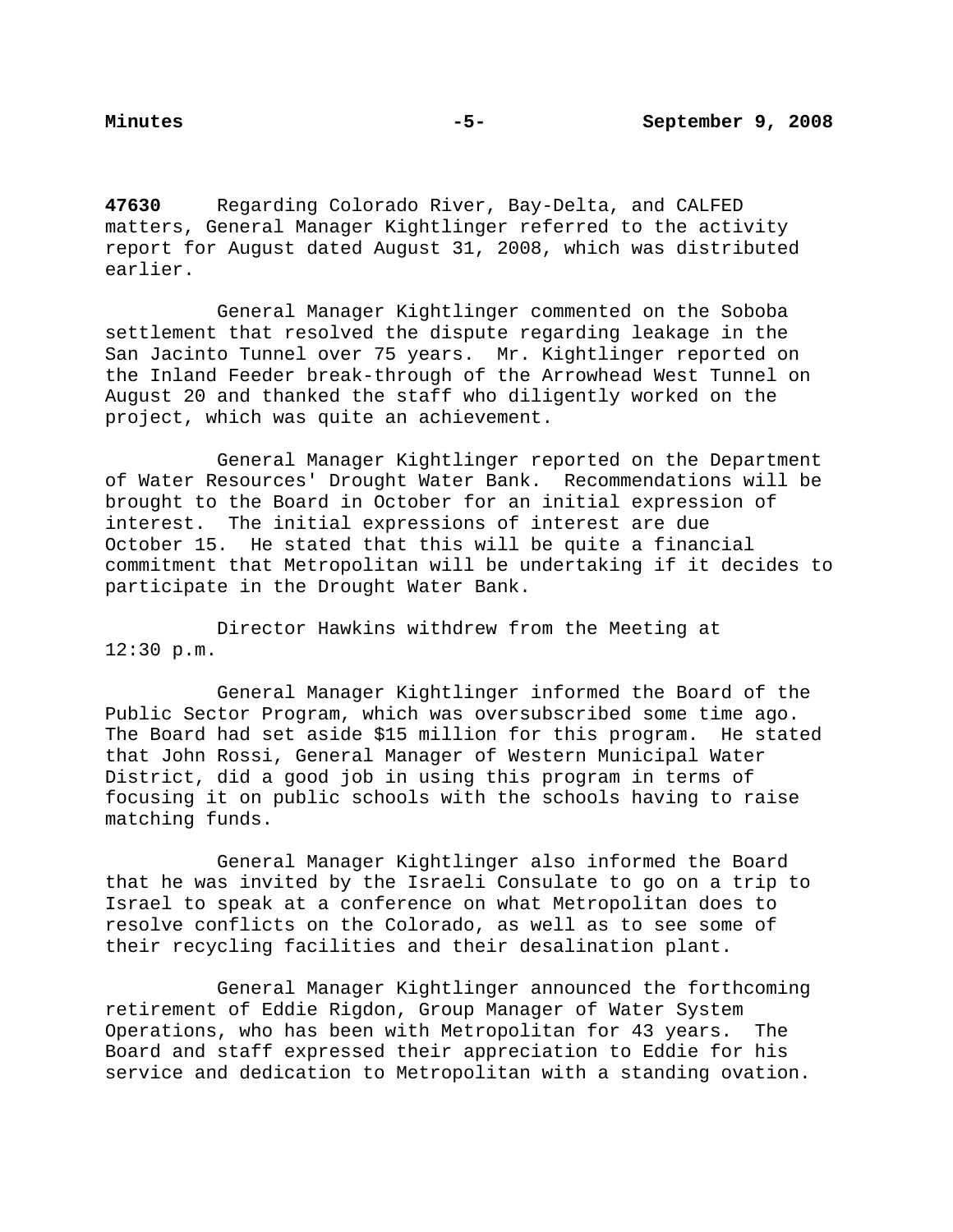**47630** Regarding Colorado River, Bay-Delta, and CALFED matters, General Manager Kightlinger referred to the activity report for August dated August 31, 2008, which was distributed earlier.

General Manager Kightlinger commented on the Soboba settlement that resolved the dispute regarding leakage in the San Jacinto Tunnel over 75 years. Mr. Kightlinger reported on the Inland Feeder break-through of the Arrowhead West Tunnel on August 20 and thanked the staff who diligently worked on the project, which was quite an achievement.

General Manager Kightlinger reported on the Department of Water Resources' Drought Water Bank. Recommendations will be brought to the Board in October for an initial expression of interest. The initial expressions of interest are due October 15. He stated that this will be quite a financial commitment that Metropolitan will be undertaking if it decides to participate in the Drought Water Bank.

Director Hawkins withdrew from the Meeting at 12:30 p.m.

General Manager Kightlinger informed the Board of the Public Sector Program, which was oversubscribed some time ago. The Board had set aside $15 million for this program. He stated that John Rossi, General Manager of Western Municipal Water District, did a good job in using this program in terms of focusing it on public schools with the schools having to raise matching funds.

General Manager Kightlinger also informed the Board that he was invited by the Israeli Consulate to go on a trip to Israel to speak at a conference on what Metropolitan does to resolve conflicts on the Colorado, as well as to see some of their recycling facilities and their desalination plant.

General Manager Kightlinger announced the forthcoming retirement of Eddie Rigdon, Group Manager of Water System Operations, who has been with Metropolitan for 43 years. The Board and staff expressed their appreciation to Eddie for his service and dedication to Metropolitan with a standing ovation.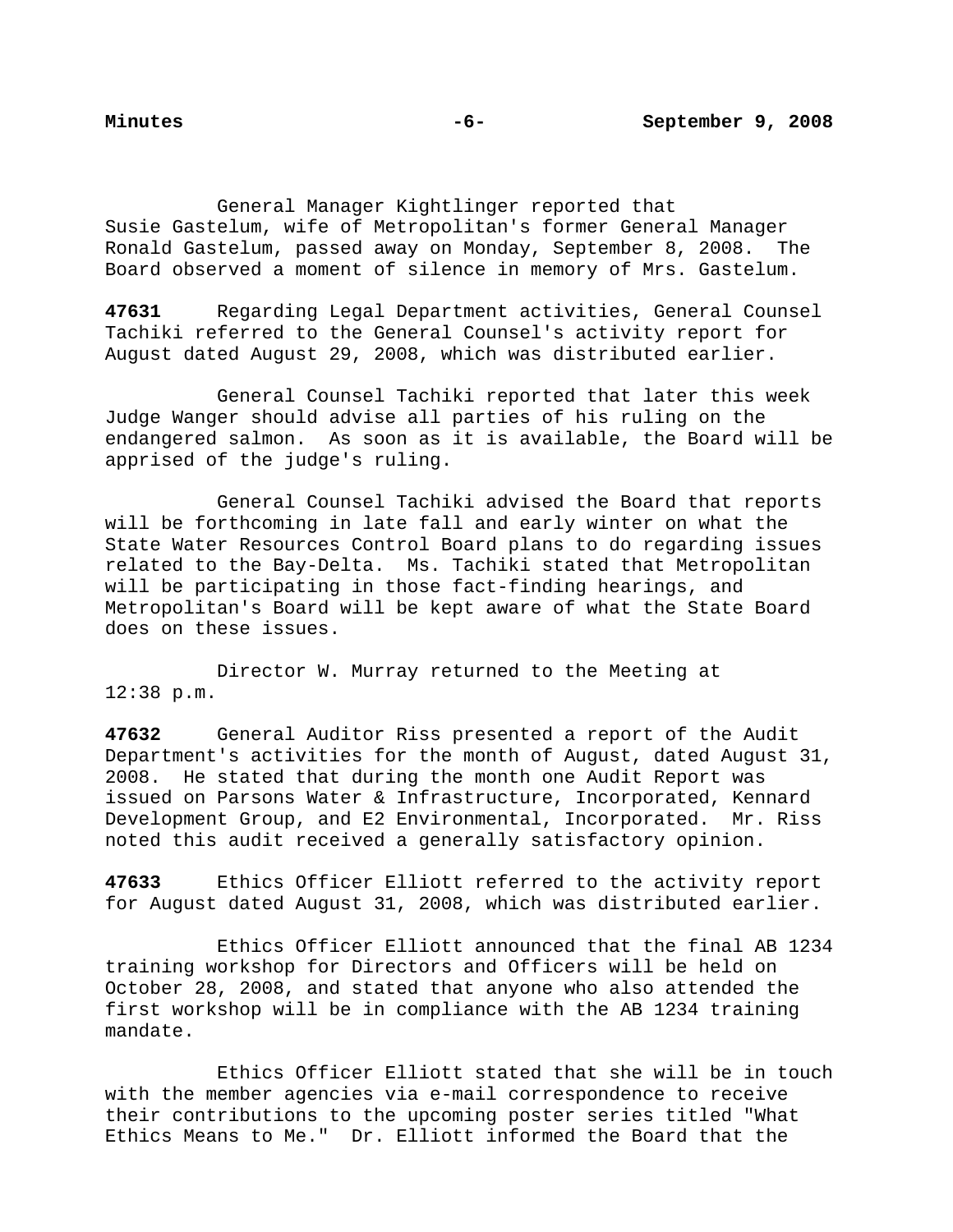General Manager Kightlinger reported that Susie Gastelum, wife of Metropolitan's former General Manager Ronald Gastelum, passed away on Monday, September 8, 2008. The Board observed a moment of silence in memory of Mrs. Gastelum.

**47631** Regarding Legal Department activities, General Counsel Tachiki referred to the General Counsel's activity report for August dated August 29, 2008, which was distributed earlier.

General Counsel Tachiki reported that later this week Judge Wanger should advise all parties of his ruling on the endangered salmon. As soon as it is available, the Board will be apprised of the judge's ruling.

General Counsel Tachiki advised the Board that reports will be forthcoming in late fall and early winter on what the State Water Resources Control Board plans to do regarding issues related to the Bay-Delta. Ms. Tachiki stated that Metropolitan will be participating in those fact-finding hearings, and Metropolitan's Board will be kept aware of what the State Board does on these issues.

Director W. Murray returned to the Meeting at 12:38 p.m.

**47632** General Auditor Riss presented a report of the Audit Department's activities for the month of August, dated August 31, 2008. He stated that during the month one Audit Report was issued on Parsons Water & Infrastructure, Incorporated, Kennard Development Group, and E2 Environmental, Incorporated. Mr. Riss noted this audit received a generally satisfactory opinion.

**47633** Ethics Officer Elliott referred to the activity report for August dated August 31, 2008, which was distributed earlier.

Ethics Officer Elliott announced that the final AB 1234 training workshop for Directors and Officers will be held on October 28, 2008, and stated that anyone who also attended the first workshop will be in compliance with the AB 1234 training mandate.

Ethics Officer Elliott stated that she will be in touch with the member agencies via e-mail correspondence to receive their contributions to the upcoming poster series titled "What Ethics Means to Me." Dr. Elliott informed the Board that the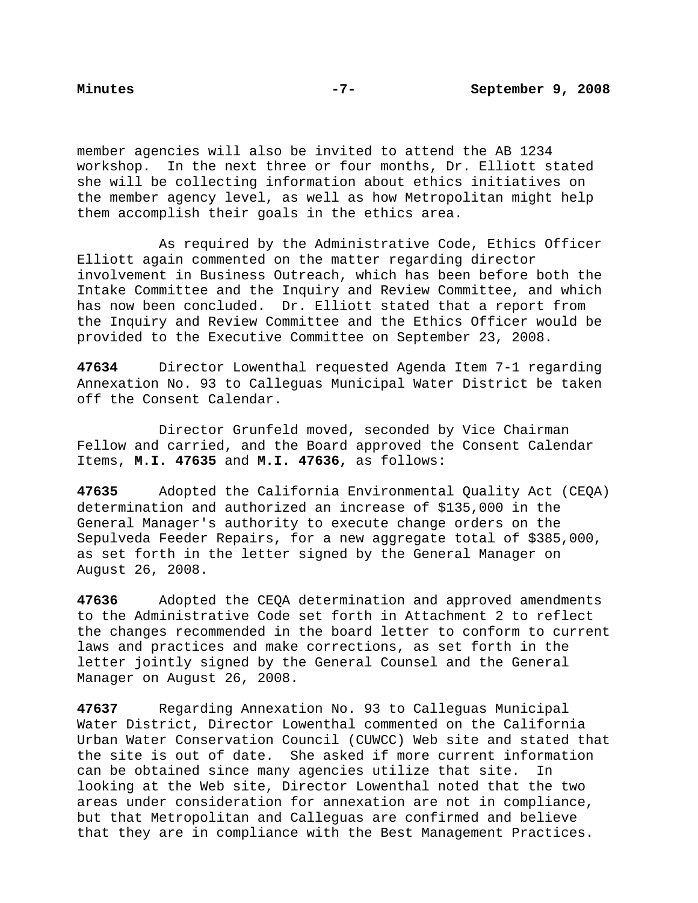member agencies will also be invited to attend the AB 1234 workshop. In the next three or four months, Dr. Elliott stated she will be collecting information about ethics initiatives on the member agency level, as well as how Metropolitan might help them accomplish their goals in the ethics area.

As required by the Administrative Code, Ethics Officer Elliott again commented on the matter regarding director involvement in Business Outreach, which has been before both the Intake Committee and the Inquiry and Review Committee, and which has now been concluded. Dr. Elliott stated that a report from the Inquiry and Review Committee and the Ethics Officer would be provided to the Executive Committee on September 23, 2008.

**47634** Director Lowenthal requested Agenda Item 7-1 regarding Annexation No. 93 to Calleguas Municipal Water District be taken off the Consent Calendar.

Director Grunfeld moved, seconded by Vice Chairman Fellow and carried, and the Board approved the Consent Calendar Items, **M.I. 47635** and **M.I. 47636,** as follows:

**47635** Adopted the California Environmental Quality Act (CEQA) determination and authorized an increase of $135,000 in the General Manager's authority to execute change orders on the Sepulveda Feeder Repairs, for a new aggregate total of $385,000, as set forth in the letter signed by the General Manager on August 26, 2008.

**47636** Adopted the CEQA determination and approved amendments to the Administrative Code set forth in Attachment 2 to reflect the changes recommended in the board letter to conform to current laws and practices and make corrections, as set forth in the letter jointly signed by the General Counsel and the General Manager on August 26, 2008.

**47637** Regarding Annexation No. 93 to Calleguas Municipal Water District, Director Lowenthal commented on the California Urban Water Conservation Council (CUWCC) Web site and stated that the site is out of date. She asked if more current information can be obtained since many agencies utilize that site. In looking at the Web site, Director Lowenthal noted that the two areas under consideration for annexation are not in compliance, but that Metropolitan and Calleguas are confirmed and believe that they are in compliance with the Best Management Practices.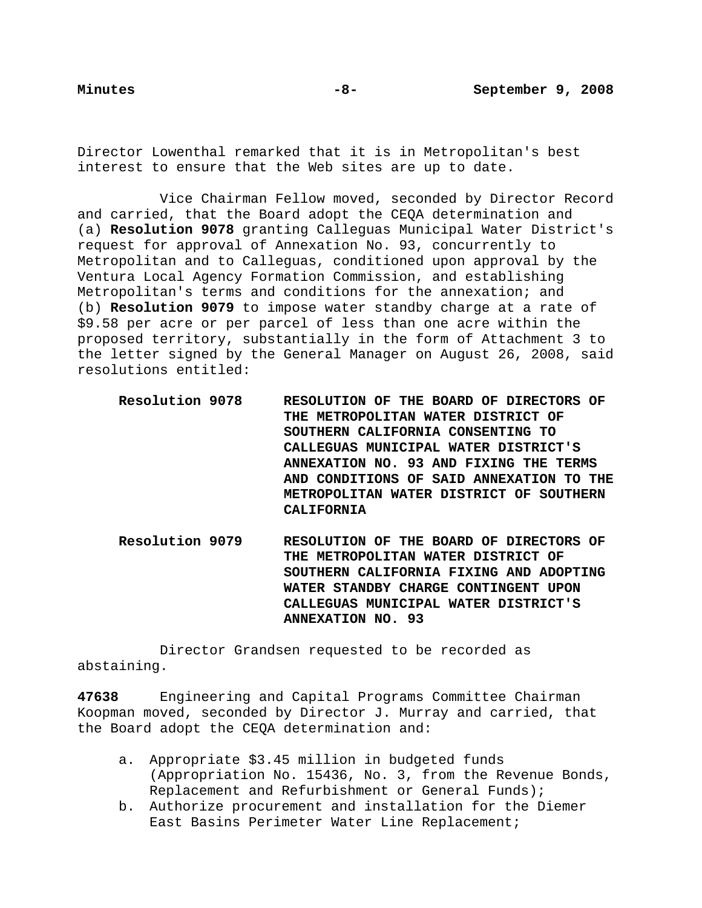Director Lowenthal remarked that it is in Metropolitan's best interest to ensure that the Web sites are up to date.

Vice Chairman Fellow moved, seconded by Director Record and carried, that the Board adopt the CEQA determination and (a) **Resolution 9078** granting Calleguas Municipal Water District's request for approval of Annexation No. 93, concurrently to Metropolitan and to Calleguas, conditioned upon approval by the Ventura Local Agency Formation Commission, and establishing Metropolitan's terms and conditions for the annexation; and (b) **Resolution 9079** to impose water standby charge at a rate of $9.58 per acre or per parcel of less than one acre within the proposed territory, substantially in the form of Attachment 3 to the letter signed by the General Manager on August 26, 2008, said resolutions entitled:

**Resolution 9078** **RESOLUTION OF THE BOARD OF DIRECTORS OF THE METROPOLITAN WATER DISTRICT OF SOUTHERN CALIFORNIA CONSENTING TO CALLEGUAS MUNICIPAL WATER DISTRICT'S ANNEXATION NO. 93 AND FIXING THE TERMS AND CONDITIONS OF SAID ANNEXATION TO THE METROPOLITAN WATER DISTRICT OF SOUTHERN CALIFORNIA**

**Resolution 9079** **RESOLUTION OF THE BOARD OF DIRECTORS OF THE METROPOLITAN WATER DISTRICT OF SOUTHERN CALIFORNIA FIXING AND ADOPTING WATER STANDBY CHARGE CONTINGENT UPON CALLEGUAS MUNICIPAL WATER DISTRICT'S ANNEXATION NO. 93**

Director Grandsen requested to be recorded as abstaining.

**47638** Engineering and Capital Programs Committee Chairman Koopman moved, seconded by Director J. Murray and carried, that the Board adopt the CEQA determination and:

a. Appropriate $3.45 million in budgeted funds (Appropriation No. 15436, No. 3, from the Revenue Bonds, Replacement and Refurbishment or General Funds);
b. Authorize procurement and installation for the Diemer East Basins Perimeter Water Line Replacement;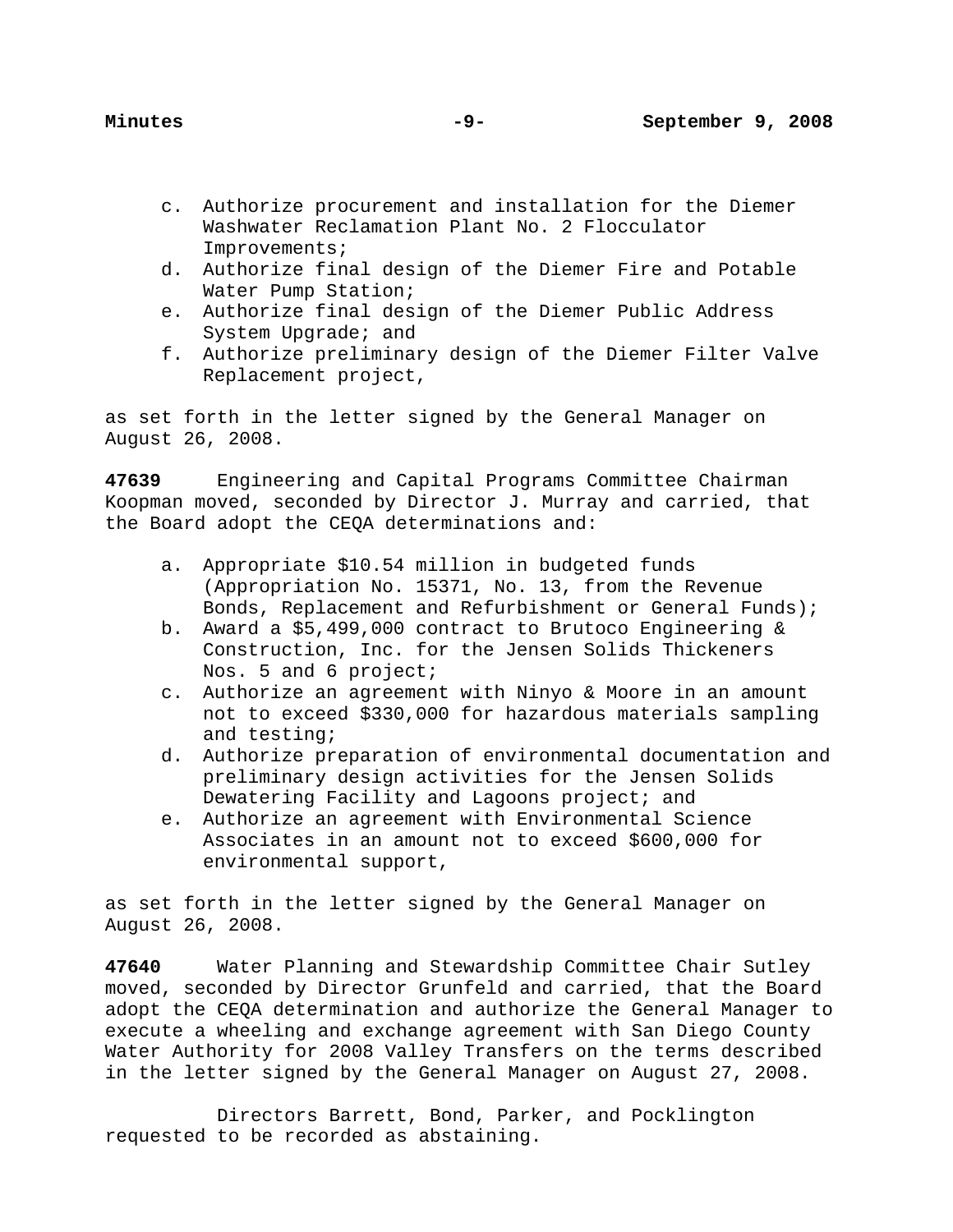c. Authorize procurement and installation for the Diemer Washwater Reclamation Plant No. 2 Flocculator Improvements;
d. Authorize final design of the Diemer Fire and Potable Water Pump Station;
e. Authorize final design of the Diemer Public Address System Upgrade; and
f. Authorize preliminary design of the Diemer Filter Valve Replacement project,

as set forth in the letter signed by the General Manager on August 26, 2008.

**47639** Engineering and Capital Programs Committee Chairman Koopman moved, seconded by Director J. Murray and carried, that the Board adopt the CEQA determinations and:

a. Appropriate $10.54 million in budgeted funds (Appropriation No. 15371, No. 13, from the Revenue Bonds, Replacement and Refurbishment or General Funds);
b. Award a $5,499,000 contract to Brutoco Engineering & Construction, Inc. for the Jensen Solids Thickeners Nos. 5 and 6 project;
c. Authorize an agreement with Ninyo & Moore in an amount not to exceed $330,000 for hazardous materials sampling and testing;
d. Authorize preparation of environmental documentation and preliminary design activities for the Jensen Solids Dewatering Facility and Lagoons project; and
e. Authorize an agreement with Environmental Science Associates in an amount not to exceed $600,000 for environmental support,

as set forth in the letter signed by the General Manager on August 26, 2008.

**47640** Water Planning and Stewardship Committee Chair Sutley moved, seconded by Director Grunfeld and carried, that the Board adopt the CEQA determination and authorize the General Manager to execute a wheeling and exchange agreement with San Diego County Water Authority for 2008 Valley Transfers on the terms described in the letter signed by the General Manager on August 27, 2008.

Directors Barrett, Bond, Parker, and Pocklington requested to be recorded as abstaining.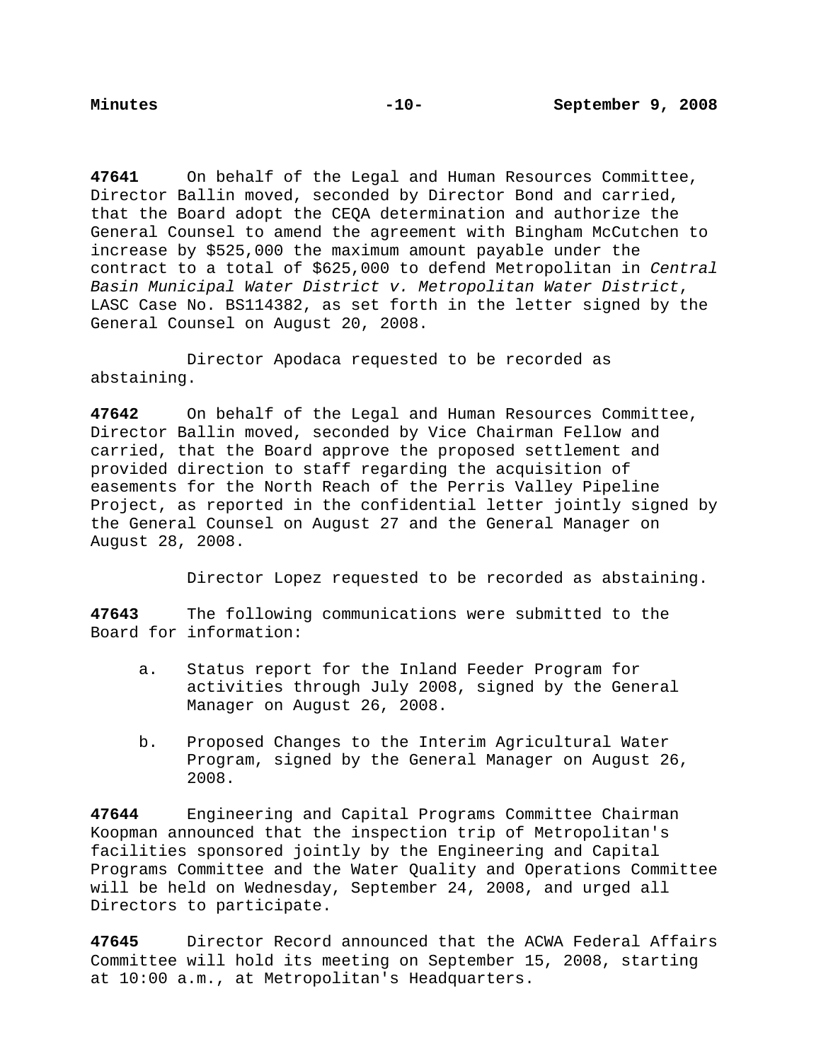**47641** On behalf of the Legal and Human Resources Committee, Director Ballin moved, seconded by Director Bond and carried, that the Board adopt the CEQA determination and authorize the General Counsel to amend the agreement with Bingham McCutchen to increase by $525,000 the maximum amount payable under the contract to a total of $625,000 to defend Metropolitan in *Central Basin Municipal Water District v. Metropolitan Water District*, LASC Case No. BS114382, as set forth in the letter signed by the General Counsel on August 20, 2008.

Director Apodaca requested to be recorded as abstaining.

**47642** On behalf of the Legal and Human Resources Committee, Director Ballin moved, seconded by Vice Chairman Fellow and carried, that the Board approve the proposed settlement and provided direction to staff regarding the acquisition of easements for the North Reach of the Perris Valley Pipeline Project, as reported in the confidential letter jointly signed by the General Counsel on August 27 and the General Manager on August 28, 2008.

Director Lopez requested to be recorded as abstaining.

**47643** The following communications were submitted to the Board for information:

a. Status report for the Inland Feeder Program for activities through July 2008, signed by the General Manager on August 26, 2008.

b. Proposed Changes to the Interim Agricultural Water Program, signed by the General Manager on August 26, 2008.

**47644** Engineering and Capital Programs Committee Chairman Koopman announced that the inspection trip of Metropolitan's facilities sponsored jointly by the Engineering and Capital Programs Committee and the Water Quality and Operations Committee will be held on Wednesday, September 24, 2008, and urged all Directors to participate.

**47645** Director Record announced that the ACWA Federal Affairs Committee will hold its meeting on September 15, 2008, starting at 10:00 a.m., at Metropolitan's Headquarters.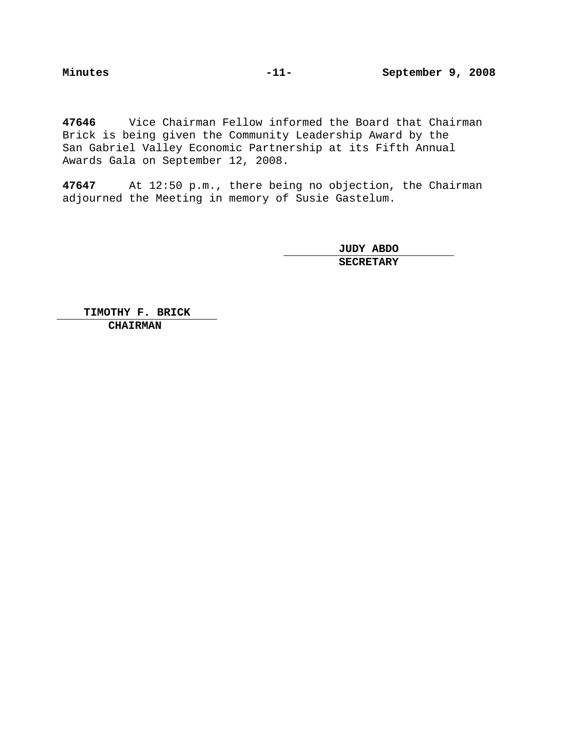**47646** Vice Chairman Fellow informed the Board that Chairman Brick is being given the Community Leadership Award by the San Gabriel Valley Economic Partnership at its Fifth Annual Awards Gala on September 12, 2008.

**47647** At 12:50 p.m., there being no objection, the Chairman adjourned the Meeting in memory of Susie Gastelum.

**JUDY ABDO**
**SECRETARY**

**TIMOTHY F. BRICK**
**CHAIRMAN**